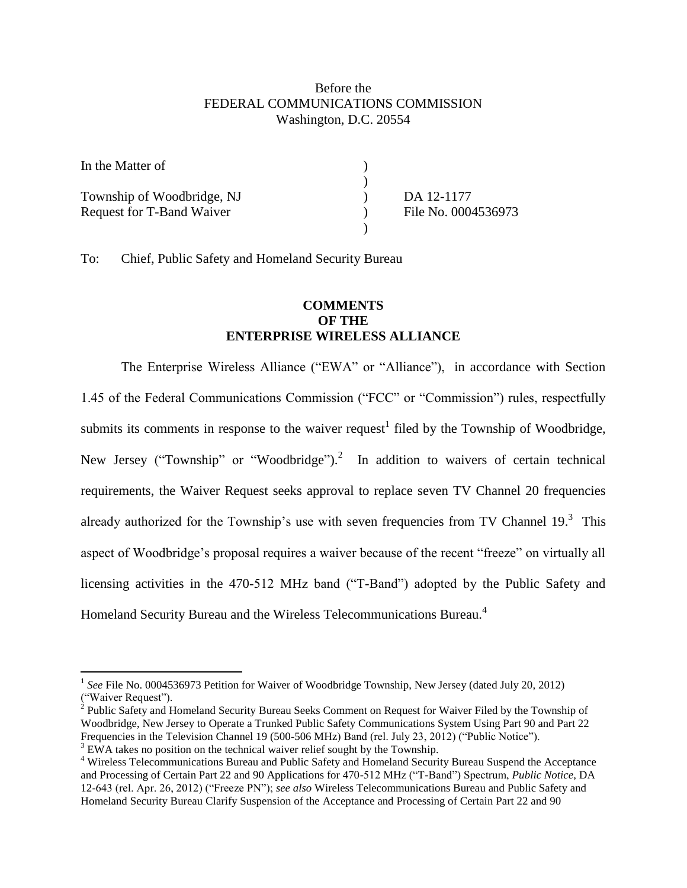Before the
FEDERAL COMMUNICATIONS COMMISSION
Washington, D.C. 20554

| | | |
|---|---|---|
| In the Matter of | ) | |
| | ) | |
| Township of Woodbridge, NJ | ) | DA 12-1177 |
| Request for T-Band Waiver | ) | File No. 0004536973 |
| | ) | |

To: Chief, Public Safety and Homeland Security Bureau

**COMMENTS
OF THE
ENTERPRISE WIRELESS ALLIANCE**

The Enterprise Wireless Alliance ("EWA" or "Alliance"), in accordance with Section 1.45 of the Federal Communications Commission ("FCC" or "Commission") rules, respectfully submits its comments in response to the waiver request[1] filed by the Township of Woodbridge, New Jersey ("Township" or "Woodbridge").[2] In addition to waivers of certain technical requirements, the Waiver Request seeks approval to replace seven TV Channel 20 frequencies already authorized for the Township's use with seven frequencies from TV Channel 19.[3] This aspect of Woodbridge's proposal requires a waiver because of the recent "freeze" on virtually all licensing activities in the 470-512 MHz band ("T-Band") adopted by the Public Safety and Homeland Security Bureau and the Wireless Telecommunications Bureau.[4]

---

[1] *See* File No. 0004536973 Petition for Waiver of Woodbridge Township, New Jersey (dated July 20, 2012) ("Waiver Request").

[2] Public Safety and Homeland Security Bureau Seeks Comment on Request for Waiver Filed by the Township of Woodbridge, New Jersey to Operate a Trunked Public Safety Communications System Using Part 90 and Part 22 Frequencies in the Television Channel 19 (500-506 MHz) Band (rel. July 23, 2012) ("Public Notice").

[3] EWA takes no position on the technical waiver relief sought by the Township.

[4] Wireless Telecommunications Bureau and Public Safety and Homeland Security Bureau Suspend the Acceptance and Processing of Certain Part 22 and 90 Applications for 470-512 MHz ("T-Band") Spectrum, *Public Notice*, DA 12-643 (rel. Apr. 26, 2012) ("Freeze PN"); *see also* Wireless Telecommunications Bureau and Public Safety and Homeland Security Bureau Clarify Suspension of the Acceptance and Processing of Certain Part 22 and 90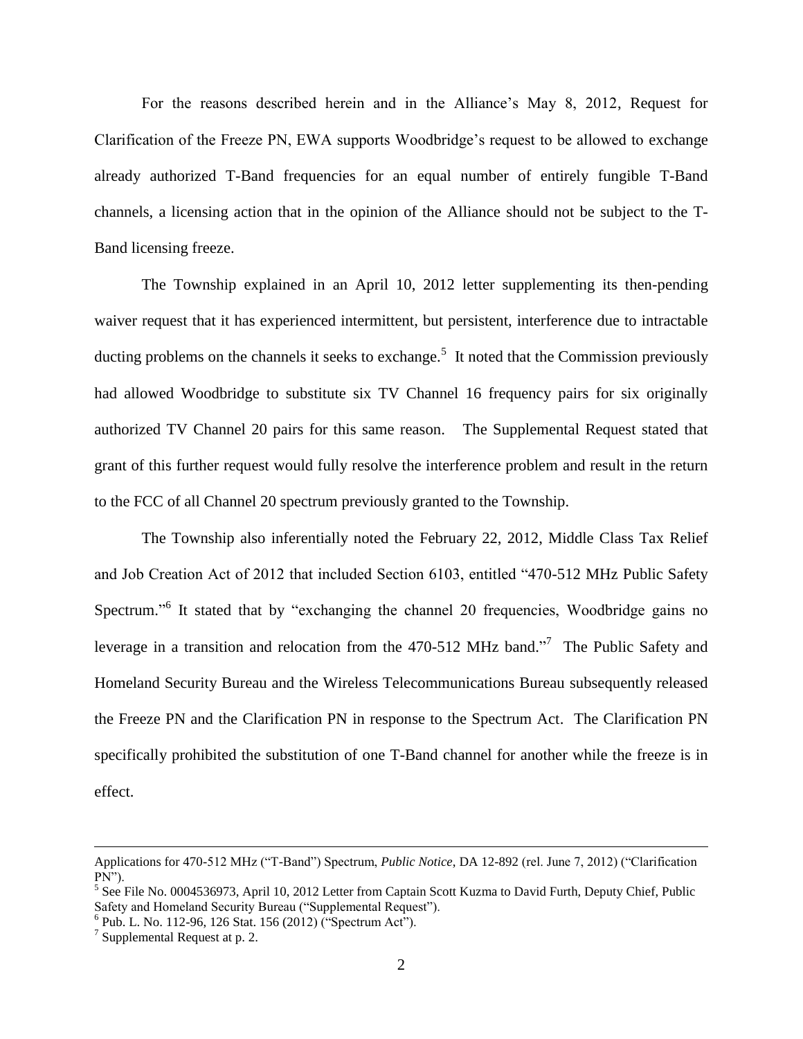For the reasons described herein and in the Alliance's May 8, 2012, Request for Clarification of the Freeze PN, EWA supports Woodbridge's request to be allowed to exchange already authorized T-Band frequencies for an equal number of entirely fungible T-Band channels, a licensing action that in the opinion of the Alliance should not be subject to the T-Band licensing freeze.

The Township explained in an April 10, 2012 letter supplementing its then-pending waiver request that it has experienced intermittent, but persistent, interference due to intractable ducting problems on the channels it seeks to exchange.[5] It noted that the Commission previously had allowed Woodbridge to substitute six TV Channel 16 frequency pairs for six originally authorized TV Channel 20 pairs for this same reason. The Supplemental Request stated that grant of this further request would fully resolve the interference problem and result in the return to the FCC of all Channel 20 spectrum previously granted to the Township.

The Township also inferentially noted the February 22, 2012, Middle Class Tax Relief and Job Creation Act of 2012 that included Section 6103, entitled "470-512 MHz Public Safety Spectrum."[6] It stated that by "exchanging the channel 20 frequencies, Woodbridge gains no leverage in a transition and relocation from the 470-512 MHz band."[7] The Public Safety and Homeland Security Bureau and the Wireless Telecommunications Bureau subsequently released the Freeze PN and the Clarification PN in response to the Spectrum Act. The Clarification PN specifically prohibited the substitution of one T-Band channel for another while the freeze is in effect.

---

Applications for 470-512 MHz ("T-Band") Spectrum, *Public Notice*, DA 12-892 (rel. June 7, 2012) ("Clarification PN").

[5] See File No. 0004536973, April 10, 2012 Letter from Captain Scott Kuzma to David Furth, Deputy Chief, Public Safety and Homeland Security Bureau ("Supplemental Request").

[6] Pub. L. No. 112-96, 126 Stat. 156 (2012) ("Spectrum Act").

[7] Supplemental Request at p. 2.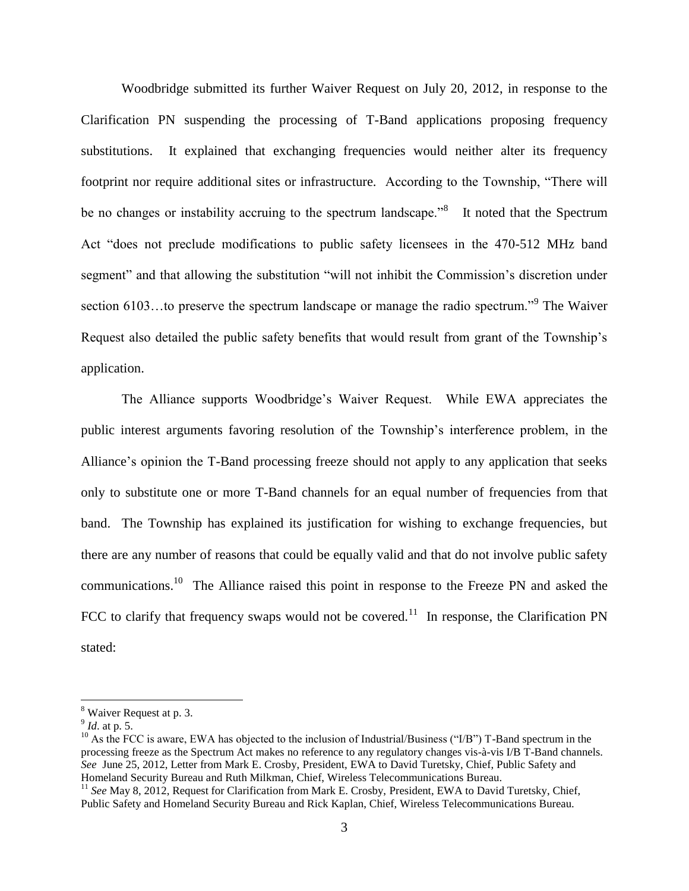Woodbridge submitted its further Waiver Request on July 20, 2012, in response to the Clarification PN suspending the processing of T-Band applications proposing frequency substitutions. It explained that exchanging frequencies would neither alter its frequency footprint nor require additional sites or infrastructure. According to the Township, "There will be no changes or instability accruing to the spectrum landscape."[8] It noted that the Spectrum Act "does not preclude modifications to public safety licensees in the 470-512 MHz band segment" and that allowing the substitution "will not inhibit the Commission's discretion under section 6103…to preserve the spectrum landscape or manage the radio spectrum."[9] The Waiver Request also detailed the public safety benefits that would result from grant of the Township's application.

The Alliance supports Woodbridge's Waiver Request. While EWA appreciates the public interest arguments favoring resolution of the Township's interference problem, in the Alliance's opinion the T-Band processing freeze should not apply to any application that seeks only to substitute one or more T-Band channels for an equal number of frequencies from that band. The Township has explained its justification for wishing to exchange frequencies, but there are any number of reasons that could be equally valid and that do not involve public safety communications.[10] The Alliance raised this point in response to the Freeze PN and asked the FCC to clarify that frequency swaps would not be covered.[11] In response, the Clarification PN stated:

---

[8] Waiver Request at p. 3.

[9] *Id*. at p. 5.

[10] As the FCC is aware, EWA has objected to the inclusion of Industrial/Business ("I/B") T-Band spectrum in the processing freeze as the Spectrum Act makes no reference to any regulatory changes vis-à-vis I/B T-Band channels. *See* June 25, 2012, Letter from Mark E. Crosby, President, EWA to David Turetsky, Chief, Public Safety and Homeland Security Bureau and Ruth Milkman, Chief, Wireless Telecommunications Bureau.

[11] *See* May 8, 2012, Request for Clarification from Mark E. Crosby, President, EWA to David Turetsky, Chief, Public Safety and Homeland Security Bureau and Rick Kaplan, Chief, Wireless Telecommunications Bureau.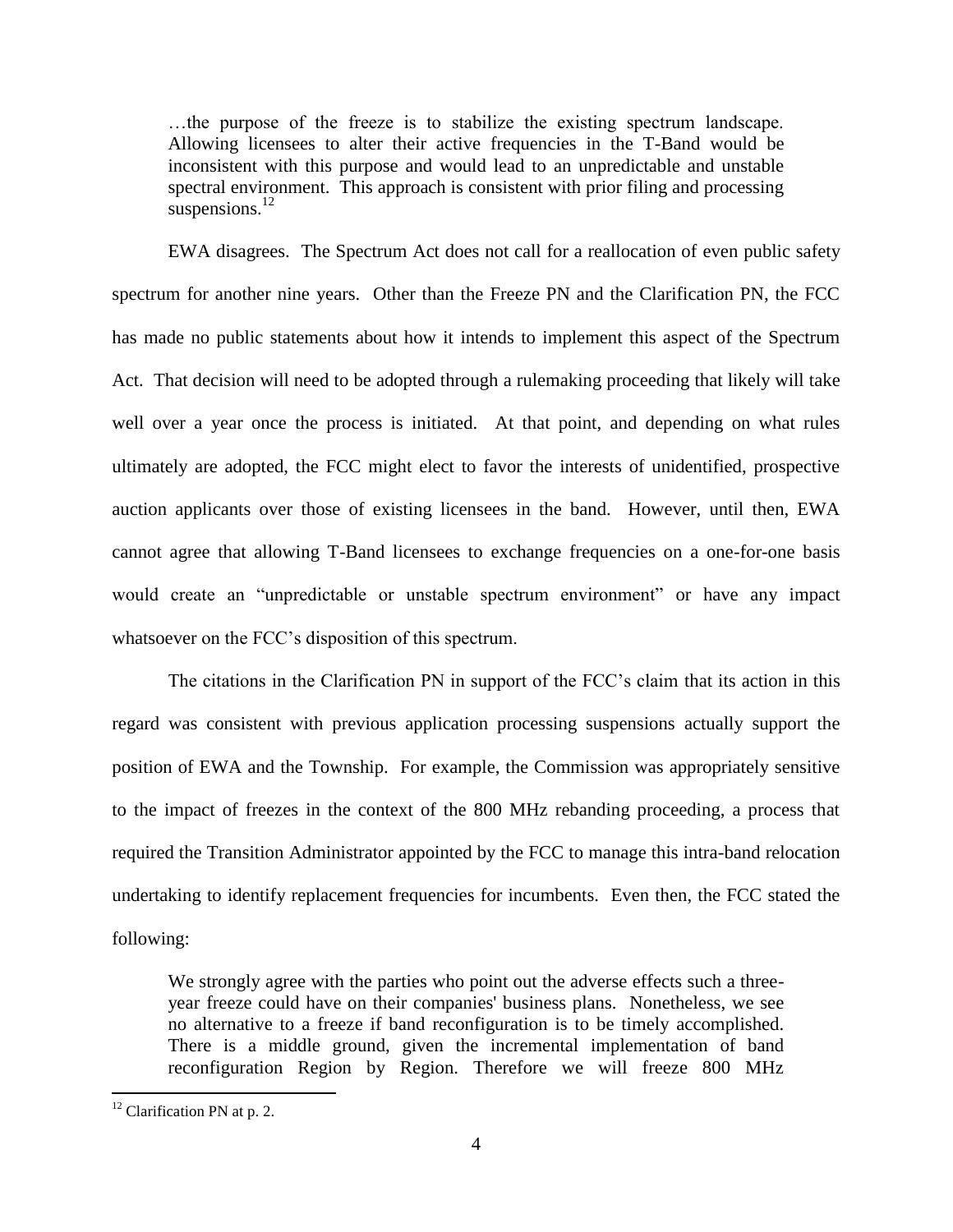> …the purpose of the freeze is to stabilize the existing spectrum landscape. Allowing licensees to alter their active frequencies in the T-Band would be inconsistent with this purpose and would lead to an unpredictable and unstable spectral environment. This approach is consistent with prior filing and processing suspensions.[12]

EWA disagrees. The Spectrum Act does not call for a reallocation of even public safety spectrum for another nine years. Other than the Freeze PN and the Clarification PN, the FCC has made no public statements about how it intends to implement this aspect of the Spectrum Act. That decision will need to be adopted through a rulemaking proceeding that likely will take well over a year once the process is initiated. At that point, and depending on what rules ultimately are adopted, the FCC might elect to favor the interests of unidentified, prospective auction applicants over those of existing licensees in the band. However, until then, EWA cannot agree that allowing T-Band licensees to exchange frequencies on a one-for-one basis would create an "unpredictable or unstable spectrum environment" or have any impact whatsoever on the FCC's disposition of this spectrum.

The citations in the Clarification PN in support of the FCC's claim that its action in this regard was consistent with previous application processing suspensions actually support the position of EWA and the Township. For example, the Commission was appropriately sensitive to the impact of freezes in the context of the 800 MHz rebanding proceeding, a process that required the Transition Administrator appointed by the FCC to manage this intra-band relocation undertaking to identify replacement frequencies for incumbents. Even then, the FCC stated the following:

> We strongly agree with the parties who point out the adverse effects such a three-year freeze could have on their companies' business plans. Nonetheless, we see no alternative to a freeze if band reconfiguration is to be timely accomplished. There is a middle ground, given the incremental implementation of band reconfiguration Region by Region. Therefore we will freeze 800 MHz

---

[12] Clarification PN at p. 2.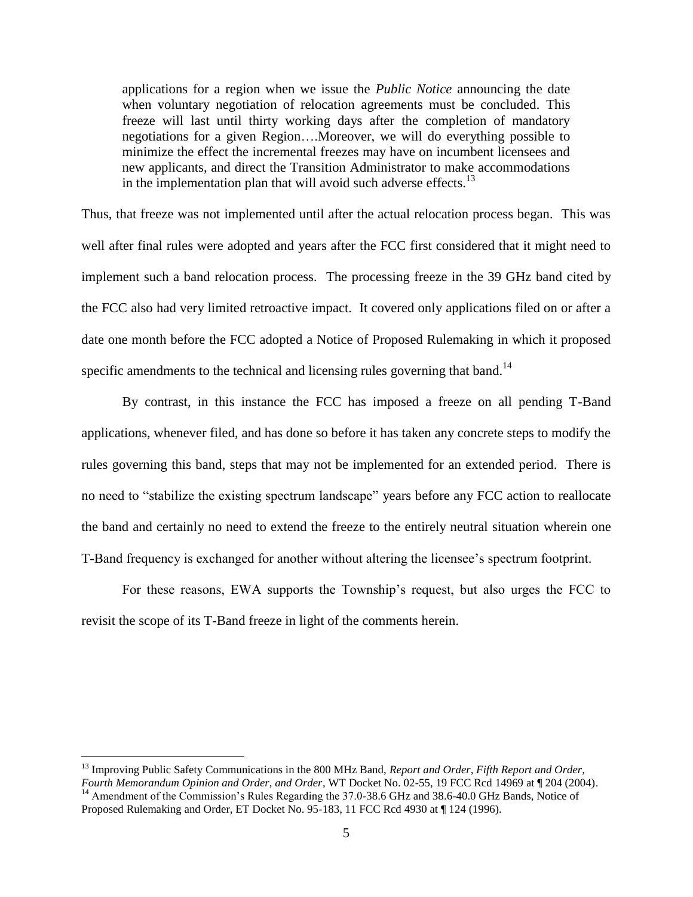> applications for a region when we issue the *Public Notice* announcing the date when voluntary negotiation of relocation agreements must be concluded. This freeze will last until thirty working days after the completion of mandatory negotiations for a given Region….Moreover, we will do everything possible to minimize the effect the incremental freezes may have on incumbent licensees and new applicants, and direct the Transition Administrator to make accommodations in the implementation plan that will avoid such adverse effects.[13]

Thus, that freeze was not implemented until after the actual relocation process began. This was well after final rules were adopted and years after the FCC first considered that it might need to implement such a band relocation process. The processing freeze in the 39 GHz band cited by the FCC also had very limited retroactive impact. It covered only applications filed on or after a date one month before the FCC adopted a Notice of Proposed Rulemaking in which it proposed specific amendments to the technical and licensing rules governing that band.[14]

By contrast, in this instance the FCC has imposed a freeze on all pending T-Band applications, whenever filed, and has done so before it has taken any concrete steps to modify the rules governing this band, steps that may not be implemented for an extended period. There is no need to "stabilize the existing spectrum landscape" years before any FCC action to reallocate the band and certainly no need to extend the freeze to the entirely neutral situation wherein one T-Band frequency is exchanged for another without altering the licensee's spectrum footprint.

For these reasons, EWA supports the Township's request, but also urges the FCC to revisit the scope of its T-Band freeze in light of the comments herein.

---

[13] Improving Public Safety Communications in the 800 MHz Band, *Report and Order, Fifth Report and Order, Fourth Memorandum Opinion and Order, and Order*, WT Docket No. 02-55, 19 FCC Rcd 14969 at ¶ 204 (2004).

[14] Amendment of the Commission's Rules Regarding the 37.0-38.6 GHz and 38.6-40.0 GHz Bands, Notice of Proposed Rulemaking and Order, ET Docket No. 95-183, 11 FCC Rcd 4930 at ¶ 124 (1996).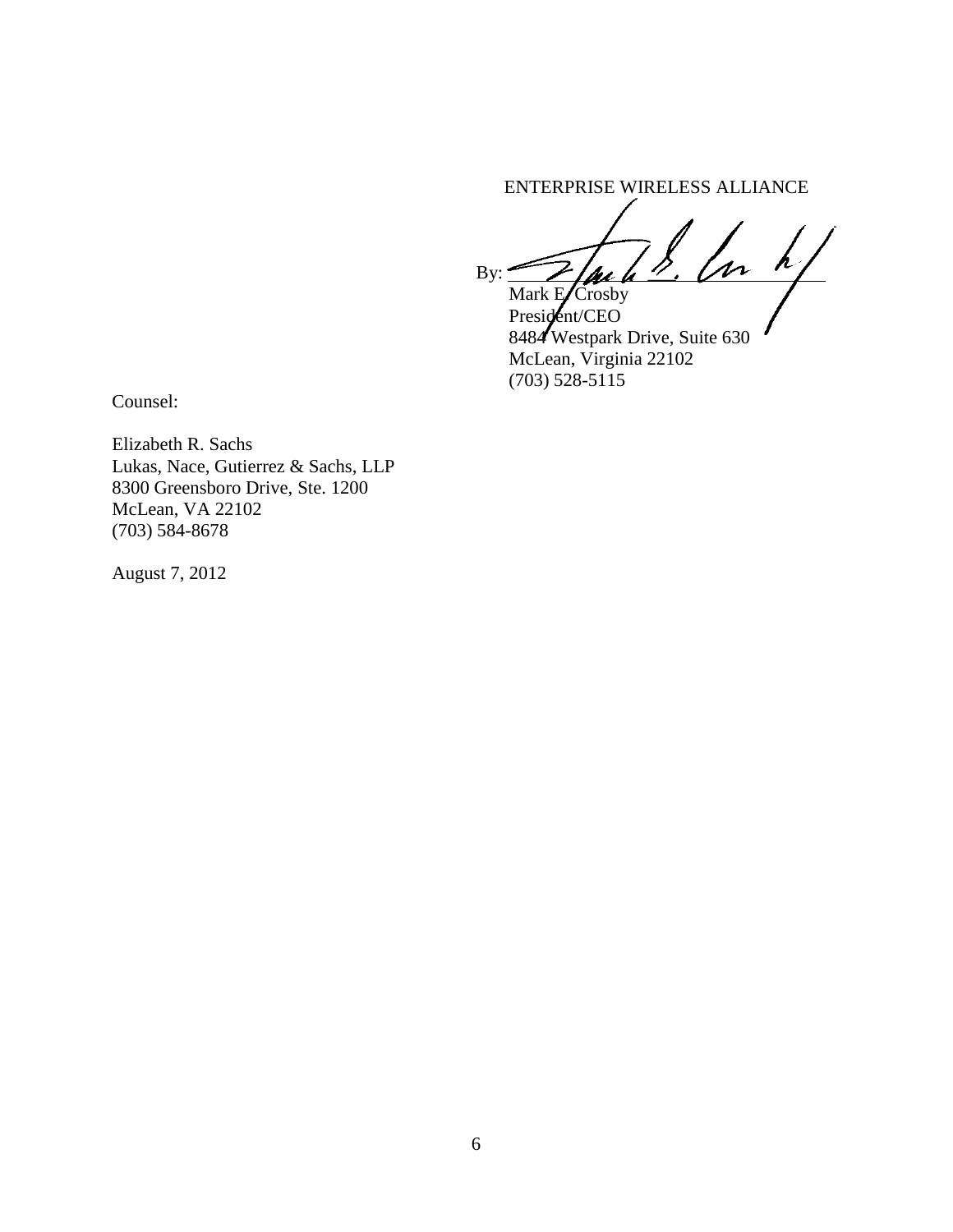ENTERPRISE WIRELESS ALLIANCE

By: ______________________________

Mark E. Crosby
President/CEO
8484 Westpark Drive, Suite 630
McLean, Virginia 22102
(703) 528-5115

Counsel:

Elizabeth R. Sachs
Lukas, Nace, Gutierrez & Sachs, LLP
8300 Greensboro Drive, Ste. 1200
McLean, VA 22102
(703) 584-8678

August 7, 2012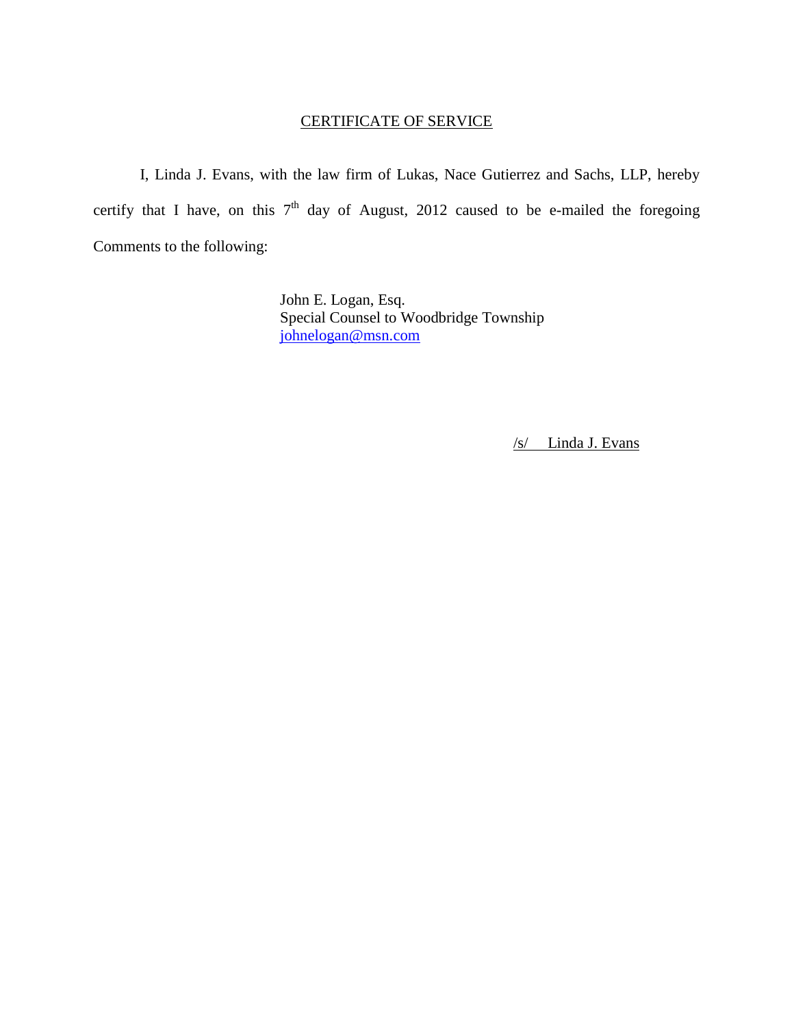## CERTIFICATE OF SERVICE

I, Linda J. Evans, with the law firm of Lukas, Nace Gutierrez and Sachs, LLP, hereby certify that I have, on this 7th day of August, 2012 caused to be e-mailed the foregoing Comments to the following:

John E. Logan, Esq.  
Special Counsel to Woodbridge Township  
johnelogan@msn.com

/s/ Linda J. Evans